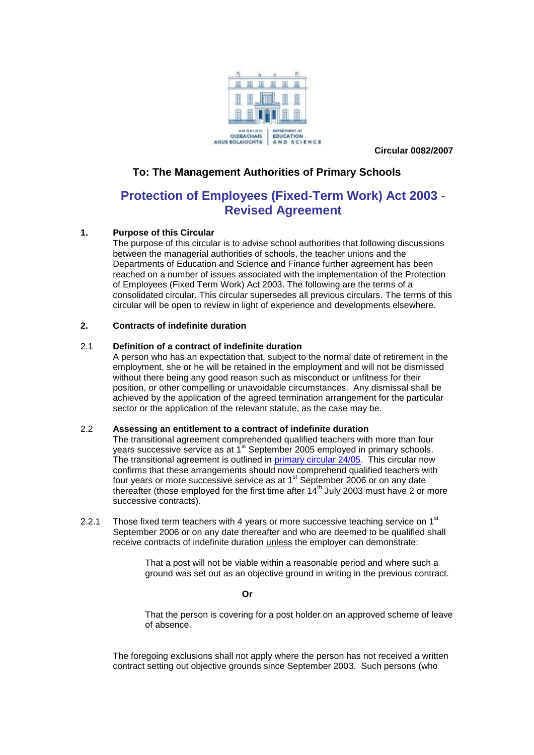Circular 0082/2007

## To: The Management Authorities of Primary Schools

# Protection of Employees (Fixed-Term Work) Act 2003 - Revised Agreement

**1. Purpose of this Circular**

The purpose of this circular is to advise school authorities that following discussions between the managerial authorities of schools, the teacher unions and the Departments of Education and Science and Finance further agreement has been reached on a number of issues associated with the implementation of the Protection of Employees (Fixed Term Work) Act 2003. The following are the terms of a consolidated circular. This circular supersedes all previous circulars. The terms of this circular will be open to review in light of experience and developments elsewhere.

**2. Contracts of indefinite duration**

2.1 **Definition of a contract of indefinite duration**

A person who has an expectation that, subject to the normal date of retirement in the employment, she or he will be retained in the employment and will not be dismissed without there being any good reason such as misconduct or unfitness for their position, or other compelling or unavoidable circumstances. Any dismissal shall be achieved by the application of the agreed termination arrangement for the particular sector or the application of the relevant statute, as the case may be.

2.2 **Assessing an entitlement to a contract of indefinite duration**

The transitional agreement comprehended qualified teachers with more than four years successive service as at 1st September 2005 employed in primary schools. The transitional agreement is outlined in primary circular 24/05. This circular now confirms that these arrangements should now comprehend qualified teachers with four years or more successive service as at 1st September 2006 or on any date thereafter (those employed for the first time after 14th July 2003 must have 2 or more successive contracts).

2.2.1 Those fixed term teachers with 4 years or more successive teaching service on 1st September 2006 or on any date thereafter and who are deemed to be qualified shall receive contracts of indefinite duration unless the employer can demonstrate:

> That a post will not be viable within a reasonable period and where such a ground was set out as an objective ground in writing in the previous contract.
>
> **Or**
>
> That the person is covering for a post holder on an approved scheme of leave of absence.

The foregoing exclusions shall not apply where the person has not received a written contract setting out objective grounds since September 2003. Such persons (who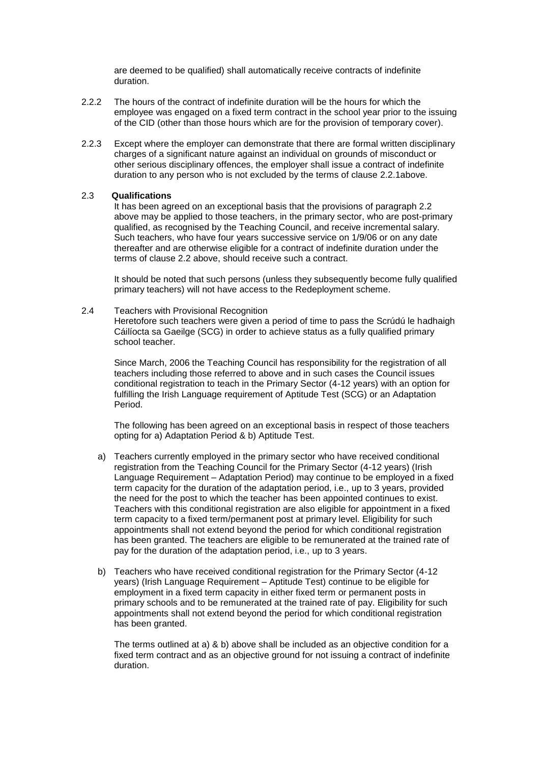are deemed to be qualified) shall automatically receive contracts of indefinite duration.

2.2.2 The hours of the contract of indefinite duration will be the hours for which the employee was engaged on a fixed term contract in the school year prior to the issuing of the CID (other than those hours which are for the provision of temporary cover).

2.2.3 Except where the employer can demonstrate that there are formal written disciplinary charges of a significant nature against an individual on grounds of misconduct or other serious disciplinary offences, the employer shall issue a contract of indefinite duration to any person who is not excluded by the terms of clause 2.2.1above.

### 2.3 Qualifications

It has been agreed on an exceptional basis that the provisions of paragraph 2.2 above may be applied to those teachers, in the primary sector, who are post-primary qualified, as recognised by the Teaching Council, and receive incremental salary. Such teachers, who have four years successive service on 1/9/06 or on any date thereafter and are otherwise eligible for a contract of indefinite duration under the terms of clause 2.2 above, should receive such a contract.

It should be noted that such persons (unless they subsequently become fully qualified primary teachers) will not have access to the Redeployment scheme.

2.4 Teachers with Provisional Recognition

Heretofore such teachers were given a period of time to pass the Scrúdú le hadhaigh Cáilíocta sa Gaeilge (SCG) in order to achieve status as a fully qualified primary school teacher.

Since March, 2006 the Teaching Council has responsibility for the registration of all teachers including those referred to above and in such cases the Council issues conditional registration to teach in the Primary Sector (4-12 years) with an option for fulfilling the Irish Language requirement of Aptitude Test (SCG) or an Adaptation Period.

The following has been agreed on an exceptional basis in respect of those teachers opting for a) Adaptation Period & b) Aptitude Test.

a) Teachers currently employed in the primary sector who have received conditional registration from the Teaching Council for the Primary Sector (4-12 years) (Irish Language Requirement – Adaptation Period) may continue to be employed in a fixed term capacity for the duration of the adaptation period, i.e., up to 3 years, provided the need for the post to which the teacher has been appointed continues to exist. Teachers with this conditional registration are also eligible for appointment in a fixed term capacity to a fixed term/permanent post at primary level. Eligibility for such appointments shall not extend beyond the period for which conditional registration has been granted. The teachers are eligible to be remunerated at the trained rate of pay for the duration of the adaptation period, i.e., up to 3 years.

b) Teachers who have received conditional registration for the Primary Sector (4-12 years) (Irish Language Requirement – Aptitude Test) continue to be eligible for employment in a fixed term capacity in either fixed term or permanent posts in primary schools and to be remunerated at the trained rate of pay. Eligibility for such appointments shall not extend beyond the period for which conditional registration has been granted.

The terms outlined at a) & b) above shall be included as an objective condition for a fixed term contract and as an objective ground for not issuing a contract of indefinite duration.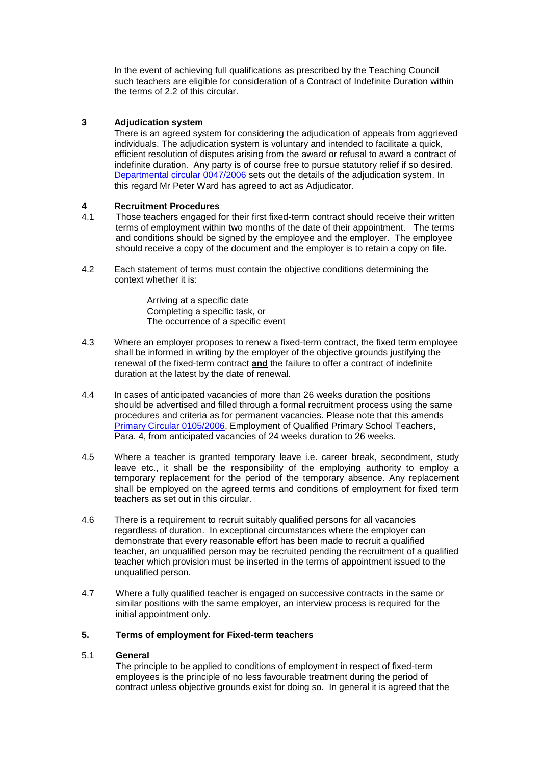In the event of achieving full qualifications as prescribed by the Teaching Council such teachers are eligible for consideration of a Contract of Indefinite Duration within the terms of 2.2 of this circular.

## 3 Adjudication system

There is an agreed system for considering the adjudication of appeals from aggrieved individuals. The adjudication system is voluntary and intended to facilitate a quick, efficient resolution of disputes arising from the award or refusal to award a contract of indefinite duration. Any party is of course free to pursue statutory relief if so desired. Departmental circular 0047/2006 sets out the details of the adjudication system. In this regard Mr Peter Ward has agreed to act as Adjudicator.

## 4 Recruitment Procedures

4.1 Those teachers engaged for their first fixed-term contract should receive their written terms of employment within two months of the date of their appointment. The terms and conditions should be signed by the employee and the employer. The employee should receive a copy of the document and the employer is to retain a copy on file.

4.2 Each statement of terms must contain the objective conditions determining the context whether it is:

Arriving at a specific date
Completing a specific task, or
The occurrence of a specific event

4.3 Where an employer proposes to renew a fixed-term contract, the fixed term employee shall be informed in writing by the employer of the objective grounds justifying the renewal of the fixed-term contract **and** the failure to offer a contract of indefinite duration at the latest by the date of renewal.

4.4 In cases of anticipated vacancies of more than 26 weeks duration the positions should be advertised and filled through a formal recruitment process using the same procedures and criteria as for permanent vacancies. Please note that this amends Primary Circular 0105/2006, Employment of Qualified Primary School Teachers, Para. 4, from anticipated vacancies of 24 weeks duration to 26 weeks.

4.5 Where a teacher is granted temporary leave i.e. career break, secondment, study leave etc., it shall be the responsibility of the employing authority to employ a temporary replacement for the period of the temporary absence. Any replacement shall be employed on the agreed terms and conditions of employment for fixed term teachers as set out in this circular.

4.6 There is a requirement to recruit suitably qualified persons for all vacancies regardless of duration. In exceptional circumstances where the employer can demonstrate that every reasonable effort has been made to recruit a qualified teacher, an unqualified person may be recruited pending the recruitment of a qualified teacher which provision must be inserted in the terms of appointment issued to the unqualified person.

4.7 Where a fully qualified teacher is engaged on successive contracts in the same or similar positions with the same employer, an interview process is required for the initial appointment only.

## 5. Terms of employment for Fixed-term teachers

### 5.1 General

The principle to be applied to conditions of employment in respect of fixed-term employees is the principle of no less favourable treatment during the period of contract unless objective grounds exist for doing so. In general it is agreed that the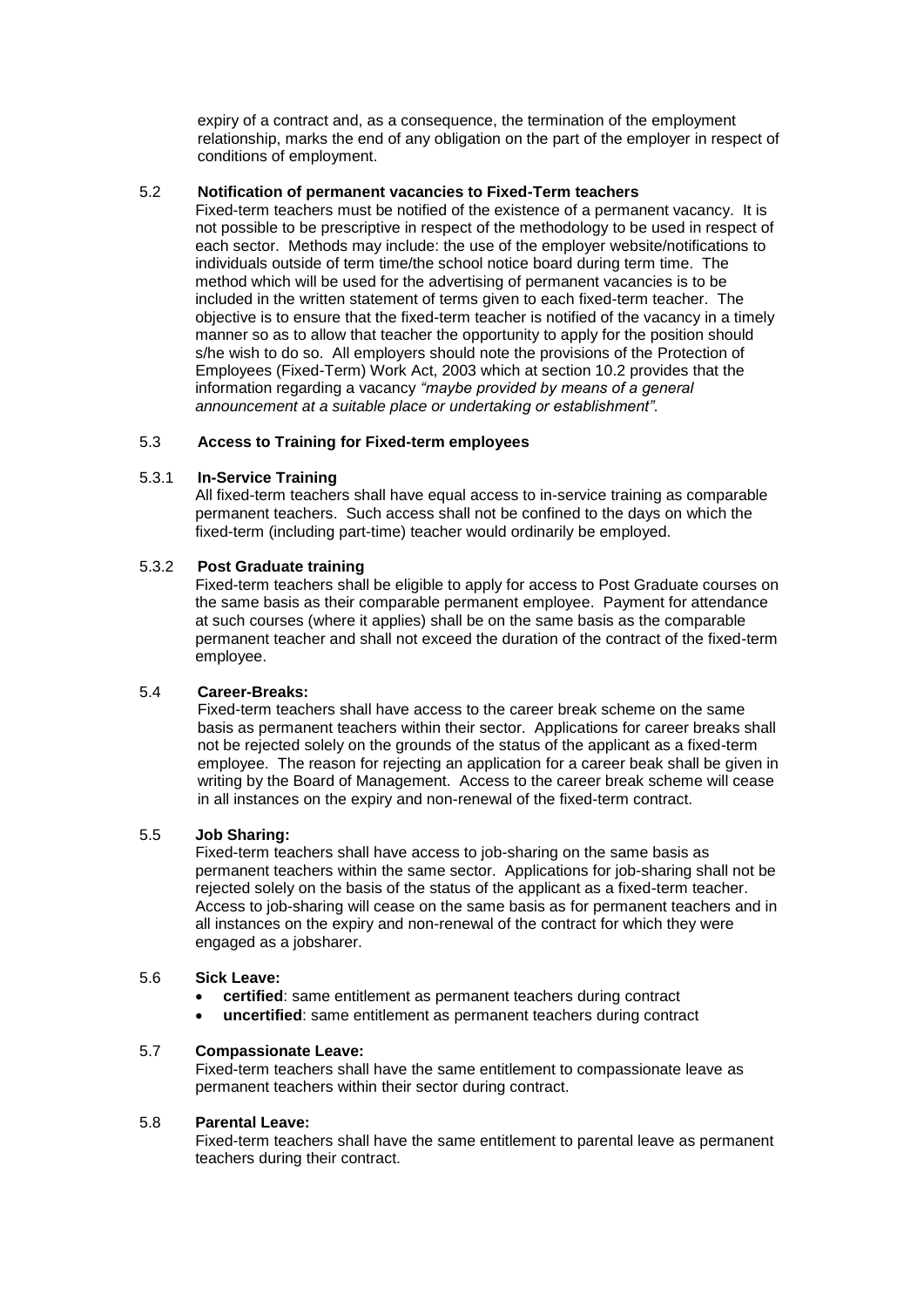expiry of a contract and, as a consequence, the termination of the employment relationship, marks the end of any obligation on the part of the employer in respect of conditions of employment.

### 5.2 Notification of permanent vacancies to Fixed-Term teachers

Fixed-term teachers must be notified of the existence of a permanent vacancy. It is not possible to be prescriptive in respect of the methodology to be used in respect of each sector. Methods may include: the use of the employer website/notifications to individuals outside of term time/the school notice board during term time. The method which will be used for the advertising of permanent vacancies is to be included in the written statement of terms given to each fixed-term teacher. The objective is to ensure that the fixed-term teacher is notified of the vacancy in a timely manner so as to allow that teacher the opportunity to apply for the position should s/he wish to do so. All employers should note the provisions of the Protection of Employees (Fixed-Term) Work Act, 2003 which at section 10.2 provides that the information regarding a vacancy *"maybe provided by means of a general announcement at a suitable place or undertaking or establishment".*

### 5.3 Access to Training for Fixed-term employees

#### 5.3.1 In-Service Training

All fixed-term teachers shall have equal access to in-service training as comparable permanent teachers. Such access shall not be confined to the days on which the fixed-term (including part-time) teacher would ordinarily be employed.

#### 5.3.2 Post Graduate training

Fixed-term teachers shall be eligible to apply for access to Post Graduate courses on the same basis as their comparable permanent employee. Payment for attendance at such courses (where it applies) shall be on the same basis as the comparable permanent teacher and shall not exceed the duration of the contract of the fixed-term employee.

### 5.4 Career-Breaks:

Fixed-term teachers shall have access to the career break scheme on the same basis as permanent teachers within their sector. Applications for career breaks shall not be rejected solely on the grounds of the status of the applicant as a fixed-term employee. The reason for rejecting an application for a career beak shall be given in writing by the Board of Management. Access to the career break scheme will cease in all instances on the expiry and non-renewal of the fixed-term contract.

### 5.5 Job Sharing:

Fixed-term teachers shall have access to job-sharing on the same basis as permanent teachers within the same sector. Applications for job-sharing shall not be rejected solely on the basis of the status of the applicant as a fixed-term teacher. Access to job-sharing will cease on the same basis as for permanent teachers and in all instances on the expiry and non-renewal of the contract for which they were engaged as a jobsharer.

### 5.6 Sick Leave:

- **certified**: same entitlement as permanent teachers during contract
- **uncertified**: same entitlement as permanent teachers during contract

### 5.7 Compassionate Leave:

Fixed-term teachers shall have the same entitlement to compassionate leave as permanent teachers within their sector during contract.

### 5.8 Parental Leave:

Fixed-term teachers shall have the same entitlement to parental leave as permanent teachers during their contract.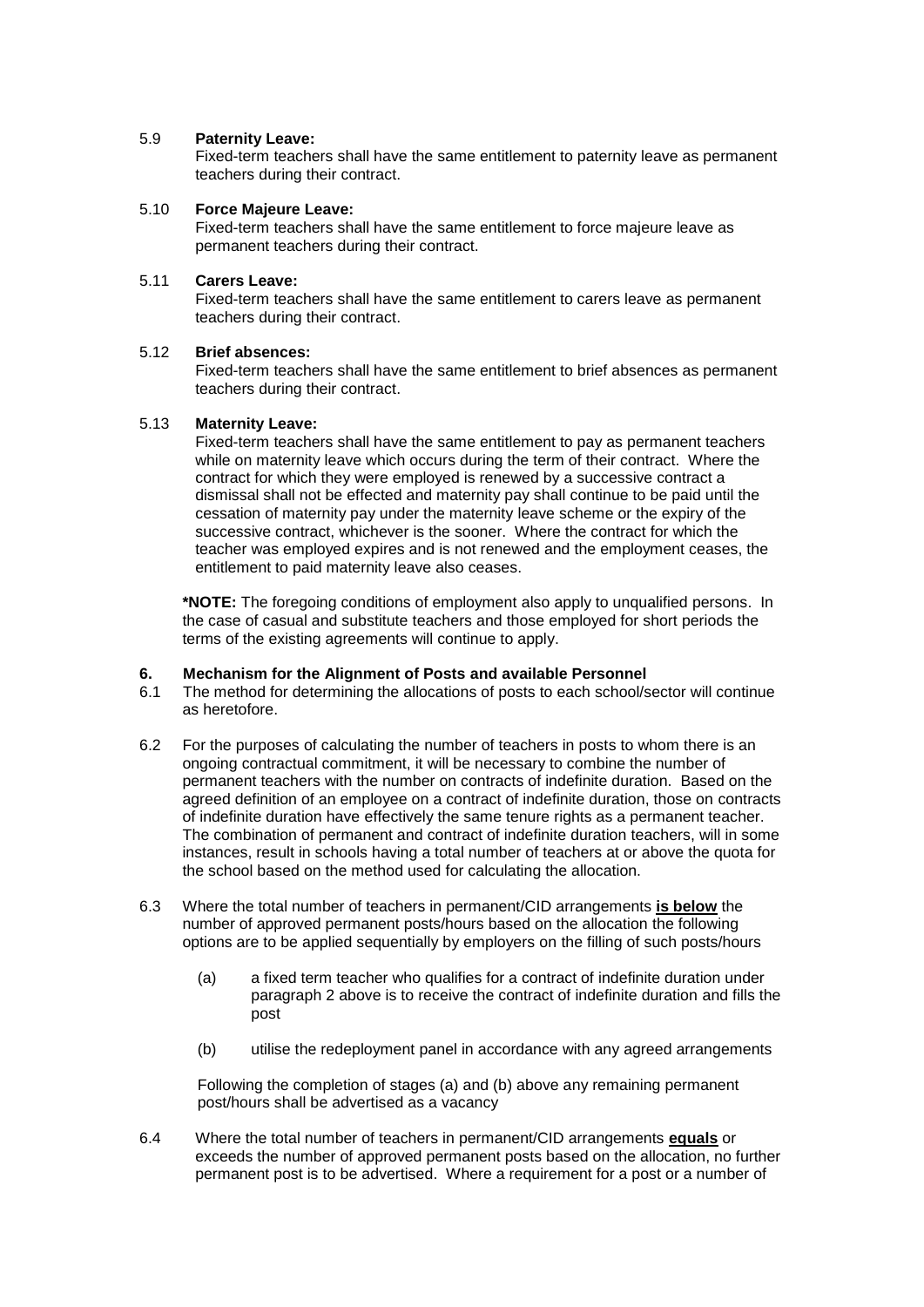5.9 **Paternity Leave:**
Fixed-term teachers shall have the same entitlement to paternity leave as permanent teachers during their contract.

5.10 **Force Majeure Leave:**
Fixed-term teachers shall have the same entitlement to force majeure leave as permanent teachers during their contract.

5.11 **Carers Leave:**
Fixed-term teachers shall have the same entitlement to carers leave as permanent teachers during their contract.

5.12 **Brief absences:**
Fixed-term teachers shall have the same entitlement to brief absences as permanent teachers during their contract.

5.13 **Maternity Leave:**
Fixed-term teachers shall have the same entitlement to pay as permanent teachers while on maternity leave which occurs during the term of their contract. Where the contract for which they were employed is renewed by a successive contract a dismissal shall not be effected and maternity pay shall continue to be paid until the cessation of maternity pay under the maternity leave scheme or the expiry of the successive contract, whichever is the sooner. Where the contract for which the teacher was employed expires and is not renewed and the employment ceases, the entitlement to paid maternity leave also ceases.

**\*NOTE:** The foregoing conditions of employment also apply to unqualified persons. In the case of casual and substitute teachers and those employed for short periods the terms of the existing agreements will continue to apply.

## 6. Mechanism for the Alignment of Posts and available Personnel

6.1 The method for determining the allocations of posts to each school/sector will continue as heretofore.

6.2 For the purposes of calculating the number of teachers in posts to whom there is an ongoing contractual commitment, it will be necessary to combine the number of permanent teachers with the number on contracts of indefinite duration. Based on the agreed definition of an employee on a contract of indefinite duration, those on contracts of indefinite duration have effectively the same tenure rights as a permanent teacher. The combination of permanent and contract of indefinite duration teachers, will in some instances, result in schools having a total number of teachers at or above the quota for the school based on the method used for calculating the allocation.

6.3 Where the total number of teachers in permanent/CID arrangements **<u>is below</u>** the number of approved permanent posts/hours based on the allocation the following options are to be applied sequentially by employers on the filling of such posts/hours

(a) a fixed term teacher who qualifies for a contract of indefinite duration under paragraph 2 above is to receive the contract of indefinite duration and fills the post

(b) utilise the redeployment panel in accordance with any agreed arrangements

Following the completion of stages (a) and (b) above any remaining permanent post/hours shall be advertised as a vacancy

6.4 Where the total number of teachers in permanent/CID arrangements **<u>equals</u>** or exceeds the number of approved permanent posts based on the allocation, no further permanent post is to be advertised. Where a requirement for a post or a number of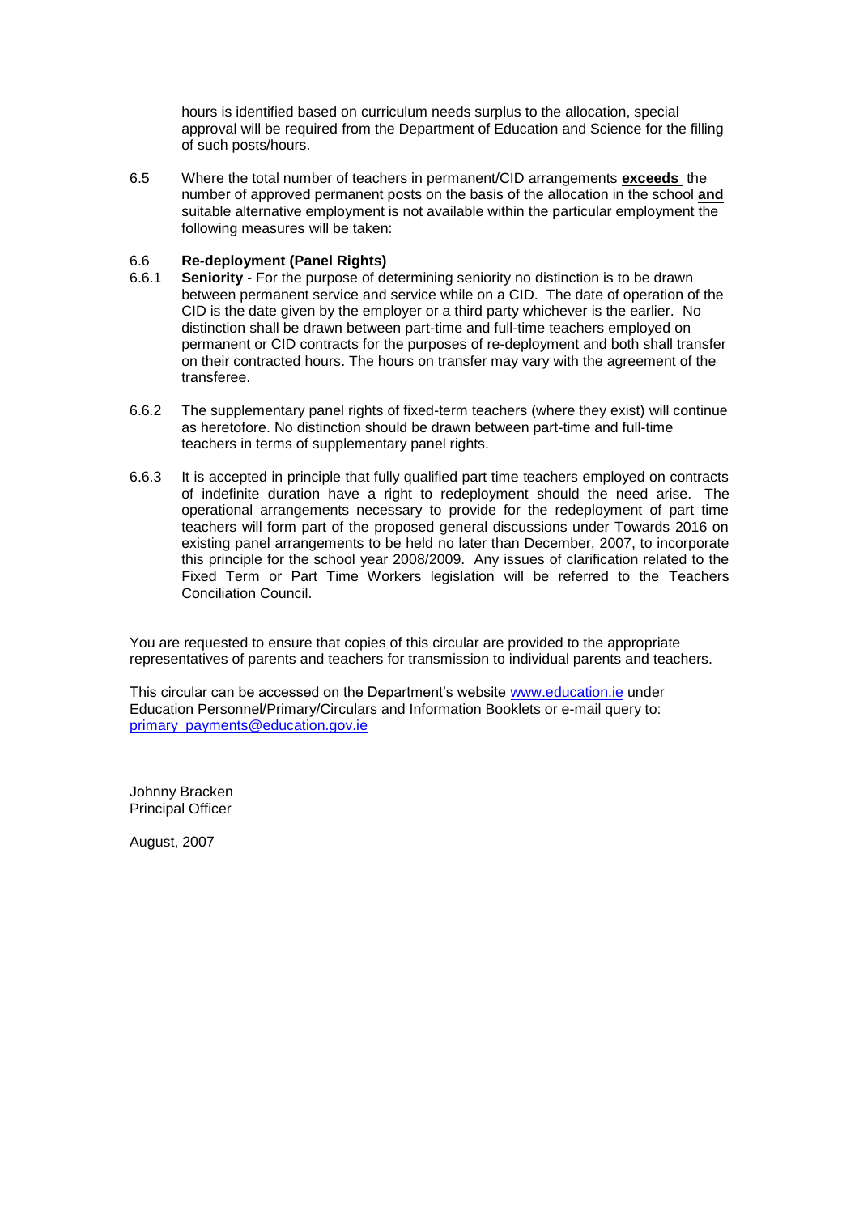hours is identified based on curriculum needs surplus to the allocation, special approval will be required from the Department of Education and Science for the filling of such posts/hours.

6.5 Where the total number of teachers in permanent/CID arrangements **exceeds** the number of approved permanent posts on the basis of the allocation in the school **and** suitable alternative employment is not available within the particular employment the following measures will be taken:

6.6 **Re-deployment (Panel Rights)**

6.6.1 **Seniority** - For the purpose of determining seniority no distinction is to be drawn between permanent service and service while on a CID. The date of operation of the CID is the date given by the employer or a third party whichever is the earlier. No distinction shall be drawn between part-time and full-time teachers employed on permanent or CID contracts for the purposes of re-deployment and both shall transfer on their contracted hours. The hours on transfer may vary with the agreement of the transferee.

6.6.2 The supplementary panel rights of fixed-term teachers (where they exist) will continue as heretofore. No distinction should be drawn between part-time and full-time teachers in terms of supplementary panel rights.

6.6.3 It is accepted in principle that fully qualified part time teachers employed on contracts of indefinite duration have a right to redeployment should the need arise. The operational arrangements necessary to provide for the redeployment of part time teachers will form part of the proposed general discussions under Towards 2016 on existing panel arrangements to be held no later than December, 2007, to incorporate this principle for the school year 2008/2009. Any issues of clarification related to the Fixed Term or Part Time Workers legislation will be referred to the Teachers Conciliation Council.

You are requested to ensure that copies of this circular are provided to the appropriate representatives of parents and teachers for transmission to individual parents and teachers.

This circular can be accessed on the Department's website www.education.ie under Education Personnel/Primary/Circulars and Information Booklets or e-mail query to: primary_payments@education.gov.ie

Johnny Bracken
Principal Officer

August, 2007